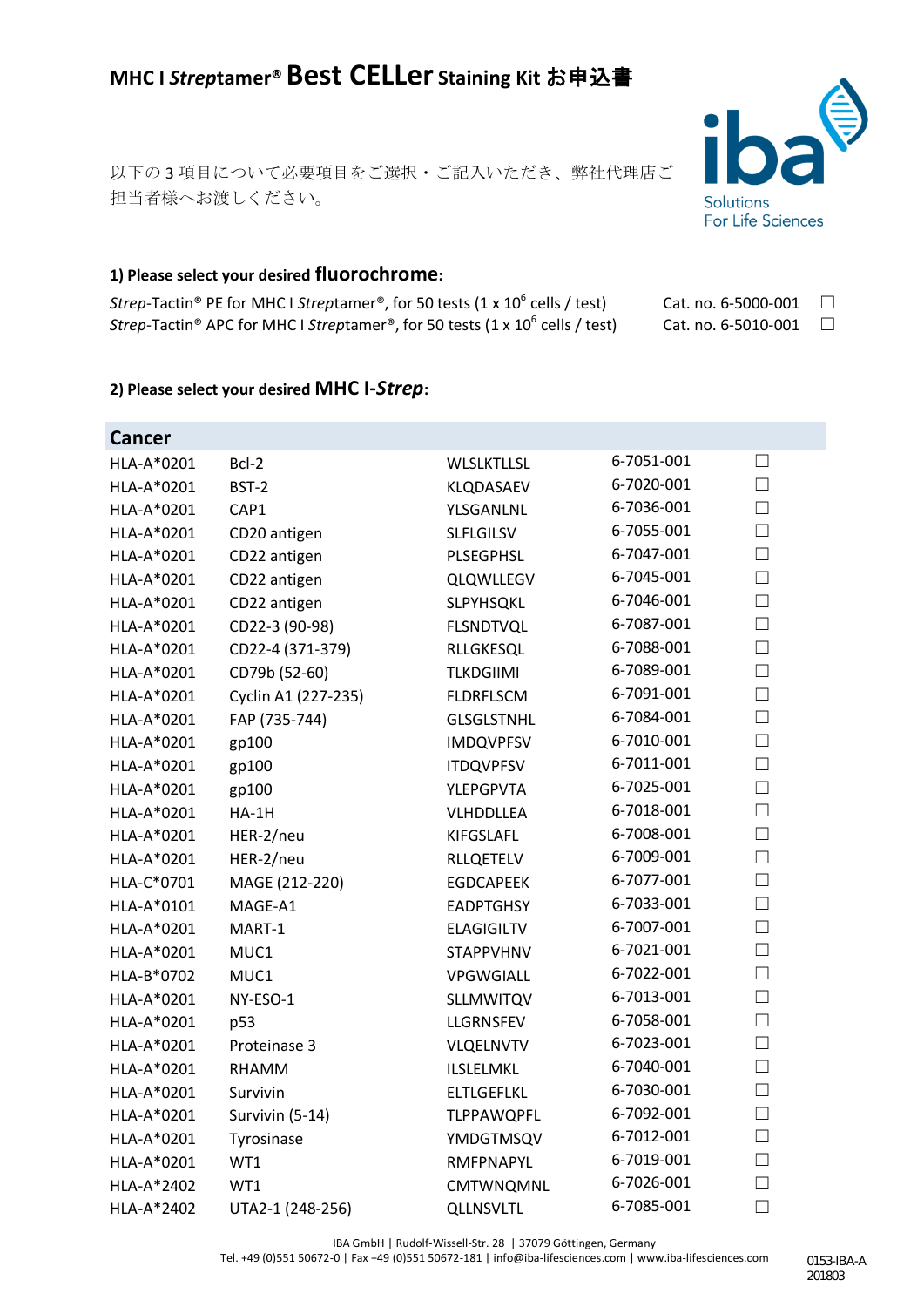# MHC I *Strep*tamer® Best CELLer Staining Kit お申込書

以下の 3 項目について必要項目をご選択・ご記入いただき、弊社代理店ご担当者様へお渡しください。

### 1) Please select your desired fluorochrome:

| | | |
|---|---|---|
| *Strep*-Tactin® PE for MHC I *Strep*tamer®, for 50 tests (1 x $10^6$ cells / test) | Cat. no. 6-5000-001 | ☐ |
| *Strep*-Tactin® APC for MHC I *Strep*tamer®, for 50 tests (1 x $10^6$ cells / test) | Cat. no. 6-5010-001 | ☐ |

### 2) Please select your desired MHC I-*Strep*:

| Cancer | | | | |
|---|---|---|---|---|
| HLA-A*0201 | Bcl-2 | WLSLKTLLSL | 6-7051-001 | ☐ |
| HLA-A*0201 | BST-2 | KLQDASAEV | 6-7020-001 | ☐ |
| HLA-A*0201 | CAP1 | YLSGANLNL | 6-7036-001 | ☐ |
| HLA-A*0201 | CD20 antigen | SLFLGILSV | 6-7055-001 | ☐ |
| HLA-A*0201 | CD22 antigen | PLSEGPHSL | 6-7047-001 | ☐ |
| HLA-A*0201 | CD22 antigen | QLQWLLEGV | 6-7045-001 | ☐ |
| HLA-A*0201 | CD22 antigen | SLPYHSQKL | 6-7046-001 | ☐ |
| HLA-A*0201 | CD22-3 (90-98) | FLSNDTVQL | 6-7087-001 | ☐ |
| HLA-A*0201 | CD22-4 (371-379) | RLLGKESQL | 6-7088-001 | ☐ |
| HLA-A*0201 | CD79b (52-60) | TLKDGIIMI | 6-7089-001 | ☐ |
| HLA-A*0201 | Cyclin A1 (227-235) | FLDRFLSCM | 6-7091-001 | ☐ |
| HLA-A*0201 | FAP (735-744) | GLSGLSTNHL | 6-7084-001 | ☐ |
| HLA-A*0201 | gp100 | IMDQVPFSV | 6-7010-001 | ☐ |
| HLA-A*0201 | gp100 | ITDQVPFSV | 6-7011-001 | ☐ |
| HLA-A*0201 | gp100 | YLEPGPVTA | 6-7025-001 | ☐ |
| HLA-A*0201 | HA-1H | VLHDDLLEA | 6-7018-001 | ☐ |
| HLA-A*0201 | HER-2/neu | KIFGSLAFL | 6-7008-001 | ☐ |
| HLA-A*0201 | HER-2/neu | RLLQETELV | 6-7009-001 | ☐ |
| HLA-C*0701 | MAGE (212-220) | EGDCAPEEK | 6-7077-001 | ☐ |
| HLA-A*0101 | MAGE-A1 | EADPTGHSY | 6-7033-001 | ☐ |
| HLA-A*0201 | MART-1 | ELAGIGILTV | 6-7007-001 | ☐ |
| HLA-A*0201 | MUC1 | STAPPVHNV | 6-7021-001 | ☐ |
| HLA-B*0702 | MUC1 | VPGWGIALL | 6-7022-001 | ☐ |
| HLA-A*0201 | NY-ESO-1 | SLLMWITQV | 6-7013-001 | ☐ |
| HLA-A*0201 | p53 | LLGRNSFEV | 6-7058-001 | ☐ |
| HLA-A*0201 | Proteinase 3 | VLQELNVTV | 6-7023-001 | ☐ |
| HLA-A*0201 | RHAMM | ILSLELMKL | 6-7040-001 | ☐ |
| HLA-A*0201 | Survivin | ELTLGEFLKL | 6-7030-001 | ☐ |
| HLA-A*0201 | Survivin (5-14) | TLPPAWQPFL | 6-7092-001 | ☐ |
| HLA-A*0201 | Tyrosinase | YMDGTMSQV | 6-7012-001 | ☐ |
| HLA-A*0201 | WT1 | RMFPNAPYL | 6-7019-001 | ☐ |
| HLA-A*2402 | WT1 | CMTWNQMNL | 6-7026-001 | ☐ |
| HLA-A*2402 | UTA2-1 (248-256) | QLLNSVLTL | 6-7085-001 | ☐ |

IBA GmbH | Rudolf-Wissell-Str. 28 | 37079 Göttingen, Germany
Tel. +49 (0)551 50672-0 | Fax +49 (0)551 50672-181 | info@iba-lifesciences.com | www.iba-lifesciences.com

0153-IBA-A
201803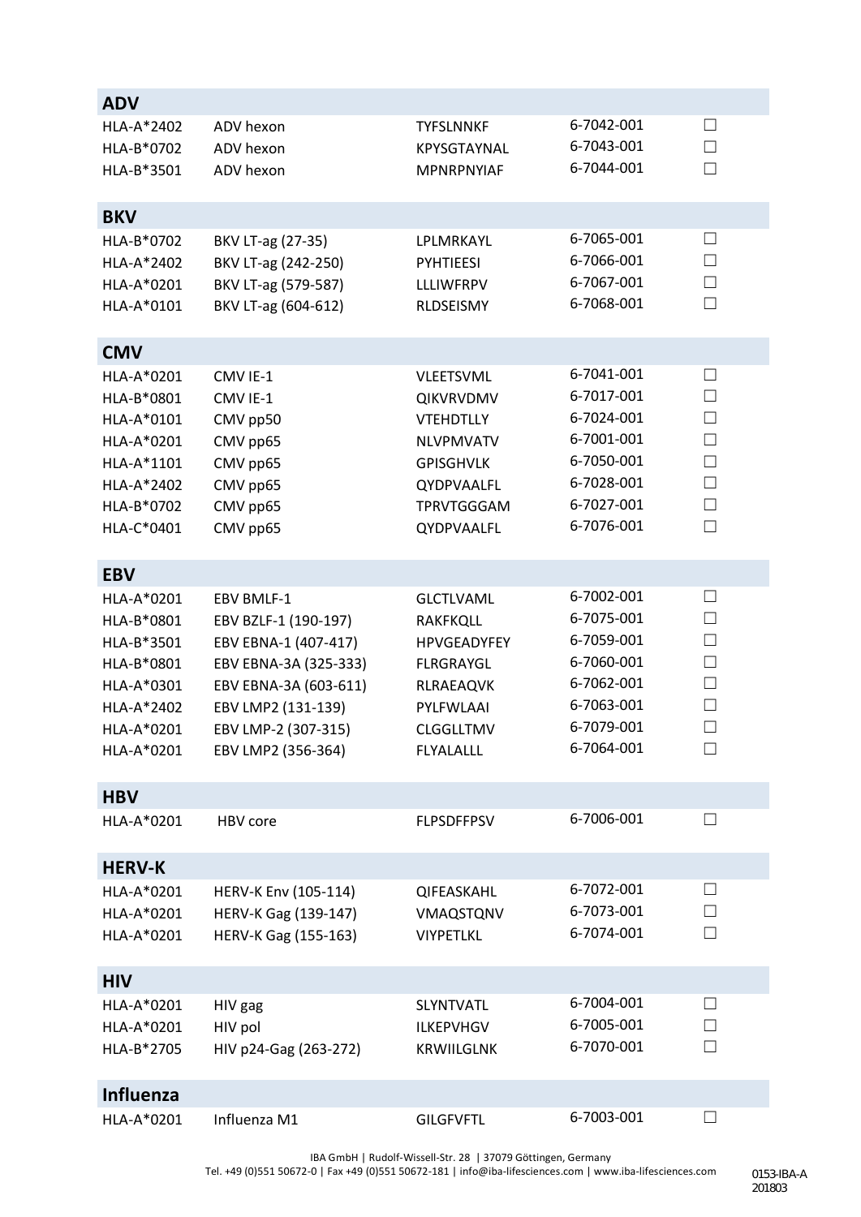## ADV

| | | | | |
|---|---|---|---|---|
| HLA-A*2402 | ADV hexon | TYFSLNNKF | 6-7042-001 | ☐ |
| HLA-B*0702 | ADV hexon | KPYSGTAYNAL | 6-7043-001 | ☐ |
| HLA-B*3501 | ADV hexon | MPNRPNYIAF | 6-7044-001 | ☐ |

## BKV

| | | | | |
|---|---|---|---|---|
| HLA-B*0702 | BKV LT-ag (27-35) | LPLMRKAYL | 6-7065-001 | ☐ |
| HLA-A*2402 | BKV LT-ag (242-250) | PYHTIEESI | 6-7066-001 | ☐ |
| HLA-A*0201 | BKV LT-ag (579-587) | LLLIWFRPV | 6-7067-001 | ☐ |
| HLA-A*0101 | BKV LT-ag (604-612) | RLDSEISMY | 6-7068-001 | ☐ |

## CMV

| | | | | |
|---|---|---|---|---|
| HLA-A*0201 | CMV IE-1 | VLEETSVML | 6-7041-001 | ☐ |
| HLA-B*0801 | CMV IE-1 | QIKVRVDMV | 6-7017-001 | ☐ |
| HLA-A*0101 | CMV pp50 | VTEHDTLLY | 6-7024-001 | ☐ |
| HLA-A*0201 | CMV pp65 | NLVPMVATV | 6-7001-001 | ☐ |
| HLA-A*1101 | CMV pp65 | GPISGHVLK | 6-7050-001 | ☐ |
| HLA-A*2402 | CMV pp65 | QYDPVAALFL | 6-7028-001 | ☐ |
| HLA-B*0702 | CMV pp65 | TPRVTGGGAM | 6-7027-001 | ☐ |
| HLA-C*0401 | CMV pp65 | QYDPVAALFL | 6-7076-001 | ☐ |

## EBV

| | | | | |
|---|---|---|---|---|
| HLA-A*0201 | EBV BMLF-1 | GLCTLVAML | 6-7002-001 | ☐ |
| HLA-B*0801 | EBV BZLF-1 (190-197) | RAKFKQLL | 6-7075-001 | ☐ |
| HLA-B*3501 | EBV EBNA-1 (407-417) | HPVGEADYFEY | 6-7059-001 | ☐ |
| HLA-B*0801 | EBV EBNA-3A (325-333) | FLRGRAYGL | 6-7060-001 | ☐ |
| HLA-A*0301 | EBV EBNA-3A (603-611) | RLRAEAQVK | 6-7062-001 | ☐ |
| HLA-A*2402 | EBV LMP2 (131-139) | PYLFWLAAI | 6-7063-001 | ☐ |
| HLA-A*0201 | EBV LMP-2 (307-315) | CLGGLLTMV | 6-7079-001 | ☐ |
| HLA-A*0201 | EBV LMP2 (356-364) | FLYALALLL | 6-7064-001 | ☐ |

## HBV

| | | | | |
|---|---|---|---|---|
| HLA-A*0201 | HBV core | FLPSDFFPSV | 6-7006-001 | ☐ |

## HERV-K

| | | | | |
|---|---|---|---|---|
| HLA-A*0201 | HERV-K Env (105-114) | QIFEASKAHL | 6-7072-001 | ☐ |
| HLA-A*0201 | HERV-K Gag (139-147) | VMAQSTQNV | 6-7073-001 | ☐ |
| HLA-A*0201 | HERV-K Gag (155-163) | VIYPETLKL | 6-7074-001 | ☐ |

## HIV

| | | | | |
|---|---|---|---|---|
| HLA-A*0201 | HIV gag | SLYNTVATL | 6-7004-001 | ☐ |
| HLA-A*0201 | HIV pol | ILKEPVHGV | 6-7005-001 | ☐ |
| HLA-B*2705 | HIV p24-Gag (263-272) | KRWIILGLNK | 6-7070-001 | ☐ |

## Influenza

| | | | | |
|---|---|---|---|---|
| HLA-A*0201 | Influenza M1 | GILGFVFTL | 6-7003-001 | ☐ |

IBA GmbH | Rudolf-Wissell-Str. 28 | 37079 Göttingen, Germany
Tel. +49 (0)551 50672-0 | Fax +49 (0)551 50672-181 | info@iba-lifesciences.com | www.iba-lifesciences.com

0153-IBA-A 201803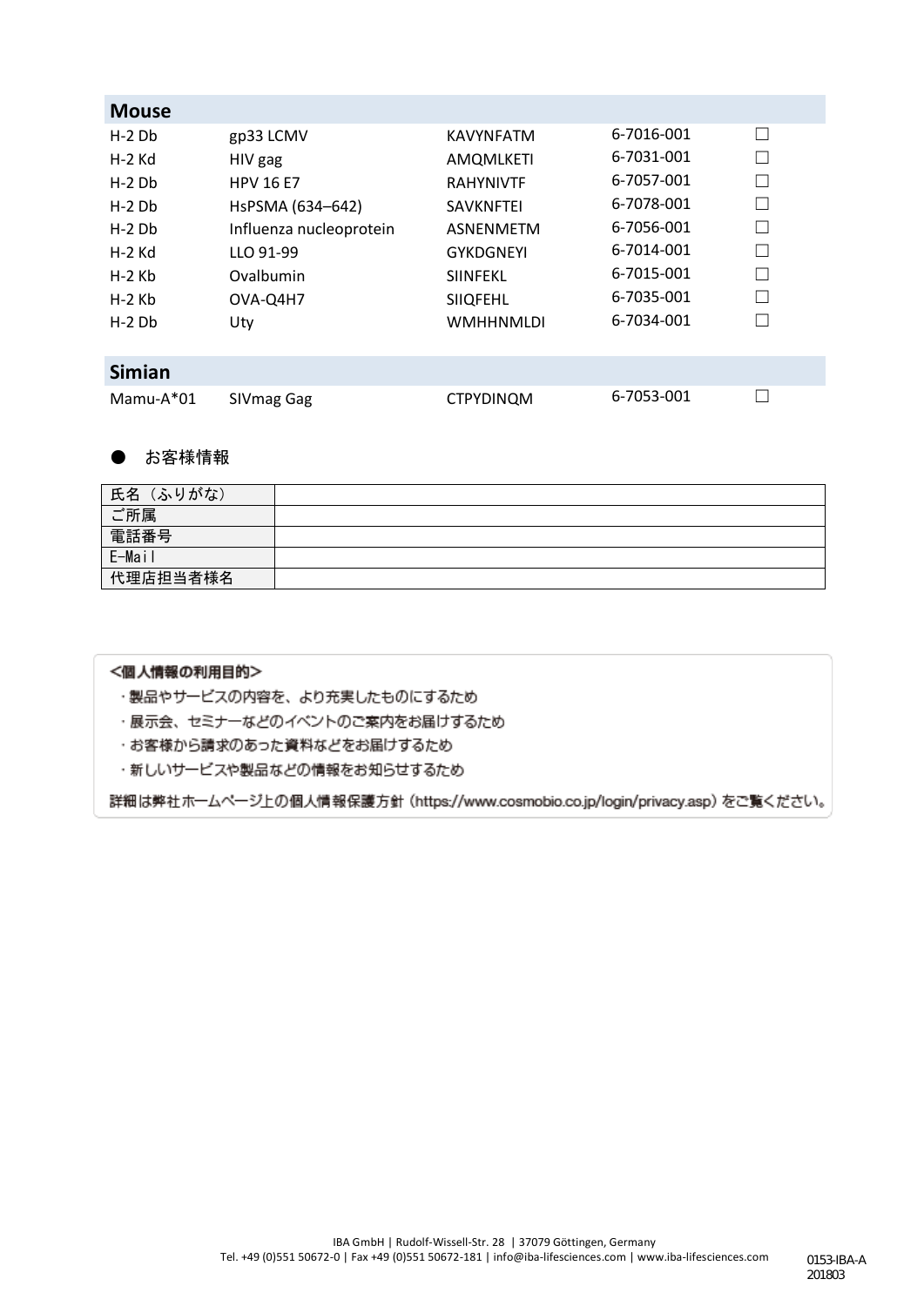| Mouse | | | | |
| --- | --- | --- | --- | --- |
| H-2 Db | gp33 LCMV | KAVYNFATM | 6-7016-001 | ☐ |
| H-2 Kd | HIV gag | AMQMLKETI | 6-7031-001 | ☐ |
| H-2 Db | HPV 16 E7 | RAHYNIVTF | 6-7057-001 | ☐ |
| H-2 Db | HsPSMA (634–642) | SAVKNFTEI | 6-7078-001 | ☐ |
| H-2 Db | Influenza nucleoprotein | ASNENMETM | 6-7056-001 | ☐ |
| H-2 Kd | LLO 91-99 | GYKDGNEYI | 6-7014-001 | ☐ |
| H-2 Kb | Ovalbumin | SIINFEKL | 6-7015-001 | ☐ |
| H-2 Kb | OVA-Q4H7 | SIIQFEHL | 6-7035-001 | ☐ |
| H-2 Db | Uty | WMHHNMLDI | 6-7034-001 | ☐ |

| Simian | | | | |
| --- | --- | --- | --- | --- |
| Mamu-A*01 | SIVmag Gag | CTPYDINQM | 6-7053-001 | ☐ |

● お客様情報

| | |
| --- | --- |
| 氏名（ふりがな） | |
| ご所属 | |
| 電話番号 | |
| E-Mail | |
| 代理店担当者様名 | |

**<個人情報の利用目的>**

・製品やサービスの内容を、より充実したものにするため

・展示会、セミナーなどのイベントのご案内をお届けするため

・お客様から請求のあった資料などをお届けするため

・新しいサービスや製品などの情報をお知らせするため

詳細は弊社ホームページ上の個人情報保護方針（https://www.cosmobio.co.jp/login/privacy.asp）をご覧ください。

IBA GmbH | Rudolf-Wissell-Str. 28 | 37079 Göttingen, Germany
Tel. +49 (0)551 50672-0 | Fax +49 (0)551 50672-181 | info@iba-lifesciences.com | www.iba-lifesciences.com

0153-IBA-A
201803